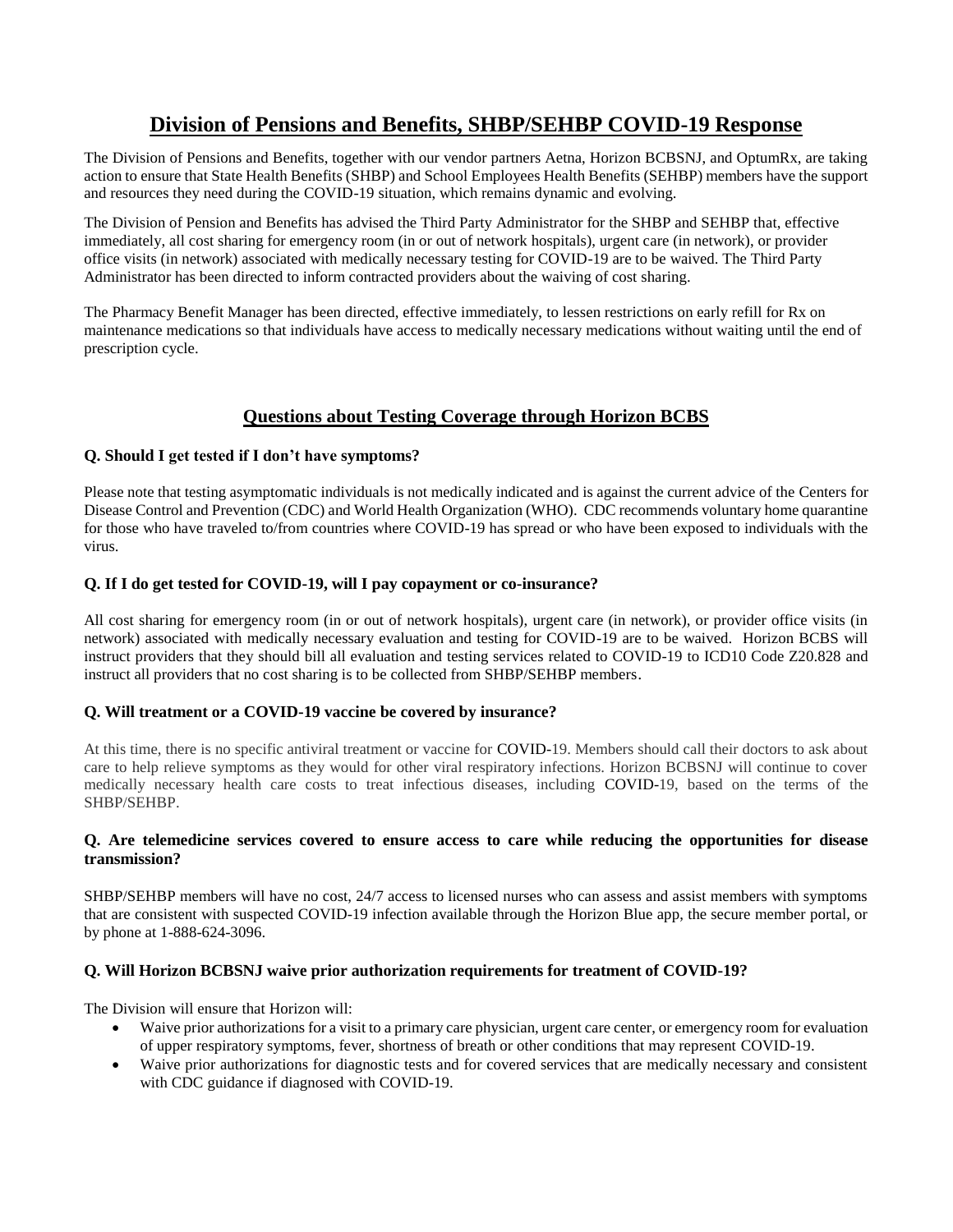# Division of Pensions and Benefits, SHBP/SEHBP COVID-19 Response

The Division of Pensions and Benefits, together with our vendor partners Aetna, Horizon BCBSNJ, and OptumRx, are taking action to ensure that State Health Benefits (SHBP) and School Employees Health Benefits (SEHBP) members have the support and resources they need during the COVID-19 situation, which remains dynamic and evolving.

The Division of Pension and Benefits has advised the Third Party Administrator for the SHBP and SEHBP that, effective immediately, all cost sharing for emergency room (in or out of network hospitals), urgent care (in network), or provider office visits (in network) associated with medically necessary testing for COVID-19 are to be waived. The Third Party Administrator has been directed to inform contracted providers about the waiving of cost sharing.

The Pharmacy Benefit Manager has been directed, effective immediately, to lessen restrictions on early refill for Rx on maintenance medications so that individuals have access to medically necessary medications without waiting until the end of prescription cycle.

## Questions about Testing Coverage through Horizon BCBS

**Q. Should I get tested if I don't have symptoms?**

Please note that testing asymptomatic individuals is not medically indicated and is against the current advice of the Centers for Disease Control and Prevention (CDC) and World Health Organization (WHO). CDC recommends voluntary home quarantine for those who have traveled to/from countries where COVID-19 has spread or who have been exposed to individuals with the virus.

**Q. If I do get tested for COVID-19, will I pay copayment or co-insurance?**

All cost sharing for emergency room (in or out of network hospitals), urgent care (in network), or provider office visits (in network) associated with medically necessary evaluation and testing for COVID-19 are to be waived. Horizon BCBS will instruct providers that they should bill all evaluation and testing services related to COVID-19 to ICD10 Code Z20.828 and instruct all providers that no cost sharing is to be collected from SHBP/SEHBP members.

**Q. Will treatment or a COVID-19 vaccine be covered by insurance?**

At this time, there is no specific antiviral treatment or vaccine for COVID-19. Members should call their doctors to ask about care to help relieve symptoms as they would for other viral respiratory infections. Horizon BCBSNJ will continue to cover medically necessary health care costs to treat infectious diseases, including COVID-19, based on the terms of the SHBP/SEHBP.

**Q. Are telemedicine services covered to ensure access to care while reducing the opportunities for disease transmission?**

SHBP/SEHBP members will have no cost, 24/7 access to licensed nurses who can assess and assist members with symptoms that are consistent with suspected COVID-19 infection available through the Horizon Blue app, the secure member portal, or by phone at 1-888-624-3096.

**Q. Will Horizon BCBSNJ waive prior authorization requirements for treatment of COVID-19?**

The Division will ensure that Horizon will:

- Waive prior authorizations for a visit to a primary care physician, urgent care center, or emergency room for evaluation of upper respiratory symptoms, fever, shortness of breath or other conditions that may represent COVID-19.
- Waive prior authorizations for diagnostic tests and for covered services that are medically necessary and consistent with CDC guidance if diagnosed with COVID-19.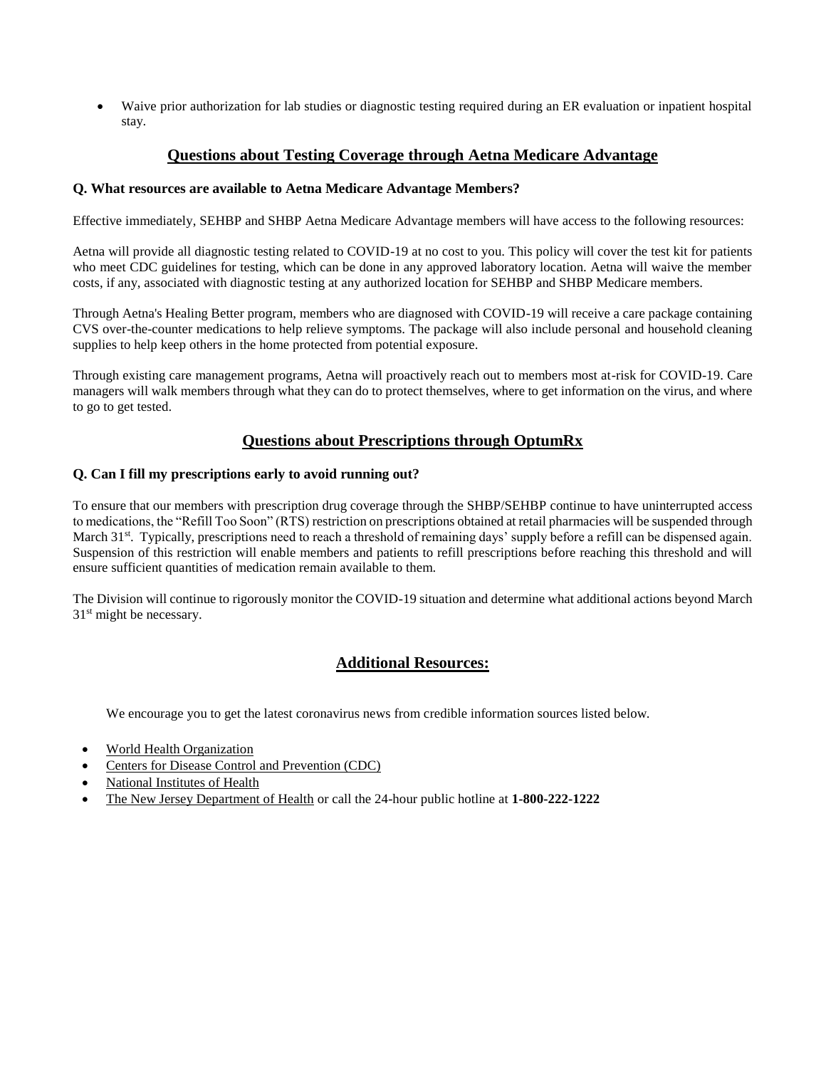- Waive prior authorization for lab studies or diagnostic testing required during an ER evaluation or inpatient hospital stay.

## Questions about Testing Coverage through Aetna Medicare Advantage

**Q. What resources are available to Aetna Medicare Advantage Members?**

Effective immediately, SEHBP and SHBP Aetna Medicare Advantage members will have access to the following resources:

Aetna will provide all diagnostic testing related to COVID-19 at no cost to you. This policy will cover the test kit for patients who meet CDC guidelines for testing, which can be done in any approved laboratory location. Aetna will waive the member costs, if any, associated with diagnostic testing at any authorized location for SEHBP and SHBP Medicare members.

Through Aetna's Healing Better program, members who are diagnosed with COVID-19 will receive a care package containing CVS over-the-counter medications to help relieve symptoms. The package will also include personal and household cleaning supplies to help keep others in the home protected from potential exposure.

Through existing care management programs, Aetna will proactively reach out to members most at-risk for COVID-19. Care managers will walk members through what they can do to protect themselves, where to get information on the virus, and where to go to get tested.

## Questions about Prescriptions through OptumRx

**Q. Can I fill my prescriptions early to avoid running out?**

To ensure that our members with prescription drug coverage through the SHBP/SEHBP continue to have uninterrupted access to medications, the "Refill Too Soon" (RTS) restriction on prescriptions obtained at retail pharmacies will be suspended through March 31st. Typically, prescriptions need to reach a threshold of remaining days' supply before a refill can be dispensed again. Suspension of this restriction will enable members and patients to refill prescriptions before reaching this threshold and will ensure sufficient quantities of medication remain available to them.

The Division will continue to rigorously monitor the COVID-19 situation and determine what additional actions beyond March 31st might be necessary.

## Additional Resources:

We encourage you to get the latest coronavirus news from credible information sources listed below.

- World Health Organization
- Centers for Disease Control and Prevention (CDC)
- National Institutes of Health
- The New Jersey Department of Health or call the 24-hour public hotline at **1-800-222-1222**